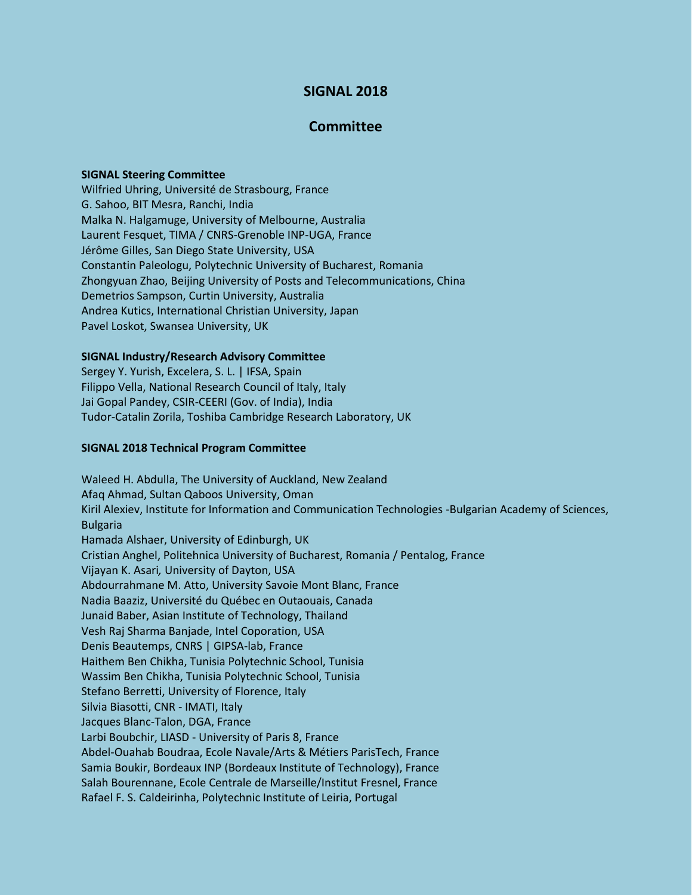# SIGNAL 2018

## Committee

**SIGNAL Steering Committee**

Wilfried Uhring, Université de Strasbourg, France
G. Sahoo, BIT Mesra, Ranchi, India
Malka N. Halgamuge, University of Melbourne, Australia
Laurent Fesquet, TIMA / CNRS-Grenoble INP-UGA, France
Jérôme Gilles, San Diego State University, USA
Constantin Paleologu, Polytechnic University of Bucharest, Romania
Zhongyuan Zhao, Beijing University of Posts and Telecommunications, China
Demetrios Sampson, Curtin University, Australia
Andrea Kutics, International Christian University, Japan
Pavel Loskot, Swansea University, UK

**SIGNAL Industry/Research Advisory Committee**

Sergey Y. Yurish, Excelera, S. L. | IFSA, Spain
Filippo Vella, National Research Council of Italy, Italy
Jai Gopal Pandey, CSIR-CEERI (Gov. of India), India
Tudor-Catalin Zorila, Toshiba Cambridge Research Laboratory, UK

**SIGNAL 2018 Technical Program Committee**

Waleed H. Abdulla, The University of Auckland, New Zealand
Afaq Ahmad, Sultan Qaboos University, Oman
Kiril Alexiev, Institute for Information and Communication Technologies -Bulgarian Academy of Sciences, Bulgaria
Hamada Alshaer, University of Edinburgh, UK
Cristian Anghel, Politehnica University of Bucharest, Romania / Pentalog, France
Vijayan K. Asari, University of Dayton, USA
Abdourrahmane M. Atto, University Savoie Mont Blanc, France
Nadia Baaziz, Université du Québec en Outaouais, Canada
Junaid Baber, Asian Institute of Technology, Thailand
Vesh Raj Sharma Banjade, Intel Coporation, USA
Denis Beautemps, CNRS | GIPSA-lab, France
Haithem Ben Chikha, Tunisia Polytechnic School, Tunisia
Wassim Ben Chikha, Tunisia Polytechnic School, Tunisia
Stefano Berretti, University of Florence, Italy
Silvia Biasotti, CNR - IMATI, Italy
Jacques Blanc-Talon, DGA, France
Larbi Boubchir, LIASD - University of Paris 8, France
Abdel-Ouahab Boudraa, Ecole Navale/Arts & Métiers ParisTech, France
Samia Boukir, Bordeaux INP (Bordeaux Institute of Technology), France
Salah Bourennane, Ecole Centrale de Marseille/Institut Fresnel, France
Rafael F. S. Caldeirinha, Polytechnic Institute of Leiria, Portugal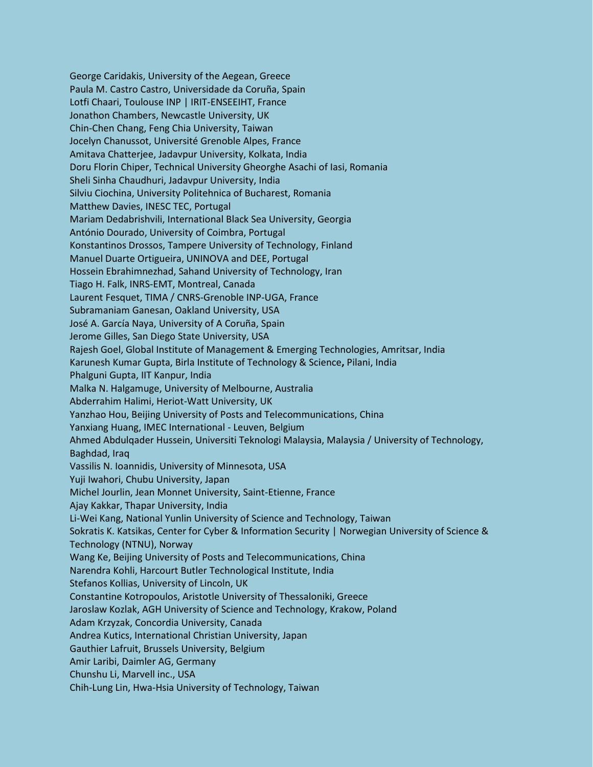George Caridakis, University of the Aegean, Greece  
Paula M. Castro Castro, Universidade da Coruña, Spain  
Lotfi Chaari, Toulouse INP | IRIT-ENSEEIHT, France  
Jonathon Chambers, Newcastle University, UK  
Chin-Chen Chang, Feng Chia University, Taiwan  
Jocelyn Chanussot, Université Grenoble Alpes, France  
Amitava Chatterjee, Jadavpur University, Kolkata, India  
Doru Florin Chiper, Technical University Gheorghe Asachi of Iasi, Romania  
Sheli Sinha Chaudhuri, Jadavpur University, India  
Silviu Ciochina, University Politehnica of Bucharest, Romania  
Matthew Davies, INESC TEC, Portugal  
Mariam Dedabrishvili, International Black Sea University, Georgia  
António Dourado, University of Coimbra, Portugal  
Konstantinos Drossos, Tampere University of Technology, Finland  
Manuel Duarte Ortigueira, UNINOVA and DEE, Portugal  
Hossein Ebrahimnezhad, Sahand University of Technology, Iran  
Tiago H. Falk, INRS-EMT, Montreal, Canada  
Laurent Fesquet, TIMA / CNRS-Grenoble INP-UGA, France  
Subramaniam Ganesan, Oakland University, USA  
José A. García Naya, University of A Coruña, Spain  
Jerome Gilles, San Diego State University, USA  
Rajesh Goel, Global Institute of Management & Emerging Technologies, Amritsar, India  
Karunesh Kumar Gupta, Birla Institute of Technology & Science**,** Pilani, India  
Phalguni Gupta, IIT Kanpur, India  
Malka N. Halgamuge, University of Melbourne, Australia  
Abderrahim Halimi, Heriot-Watt University, UK  
Yanzhao Hou, Beijing University of Posts and Telecommunications, China  
Yanxiang Huang, IMEC International - Leuven, Belgium  
Ahmed Abdulqader Hussein, Universiti Teknologi Malaysia, Malaysia / University of Technology, Baghdad, Iraq  
Vassilis N. Ioannidis, University of Minnesota, USA  
Yuji Iwahori, Chubu University, Japan  
Michel Jourlin, Jean Monnet University, Saint-Etienne, France  
Ajay Kakkar, Thapar University, India  
Li-Wei Kang, National Yunlin University of Science and Technology, Taiwan  
Sokratis K. Katsikas, Center for Cyber & Information Security | Norwegian University of Science & Technology (NTNU), Norway  
Wang Ke, Beijing University of Posts and Telecommunications, China  
Narendra Kohli, Harcourt Butler Technological Institute, India  
Stefanos Kollias, University of Lincoln, UK  
Constantine Kotropoulos, Aristotle University of Thessaloniki, Greece  
Jaroslaw Kozlak, AGH University of Science and Technology, Krakow, Poland  
Adam Krzyzak, Concordia University, Canada  
Andrea Kutics, International Christian University, Japan  
Gauthier Lafruit, Brussels University, Belgium  
Amir Laribi, Daimler AG, Germany  
Chunshu Li, Marvell inc., USA  
Chih-Lung Lin, Hwa-Hsia University of Technology, Taiwan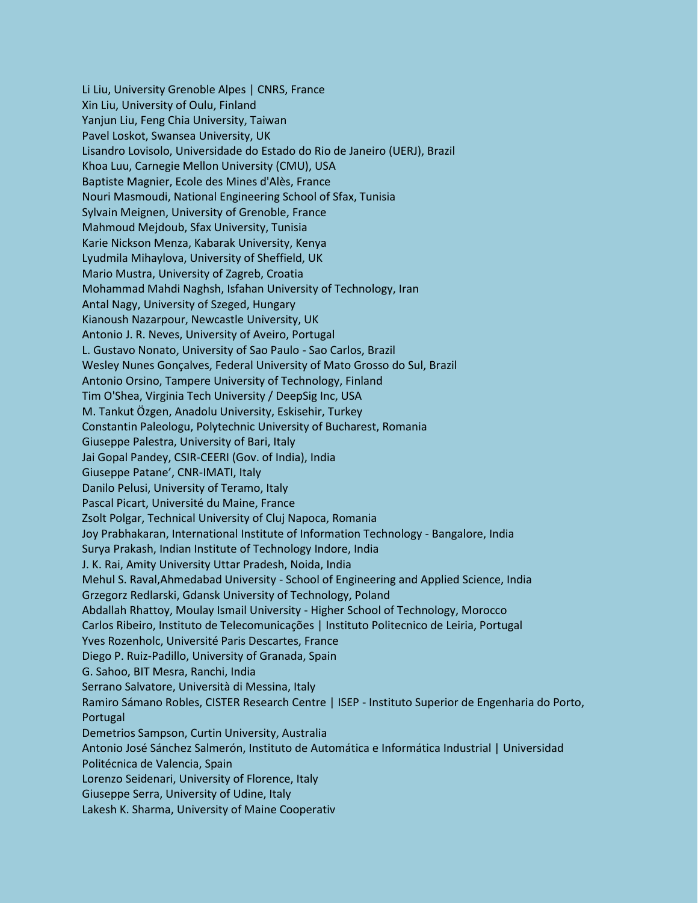Li Liu, University Grenoble Alpes | CNRS, France
Xin Liu, University of Oulu, Finland
Yanjun Liu, Feng Chia University, Taiwan
Pavel Loskot, Swansea University, UK
Lisandro Lovisolo, Universidade do Estado do Rio de Janeiro (UERJ), Brazil
Khoa Luu, Carnegie Mellon University (CMU), USA
Baptiste Magnier, Ecole des Mines d'Alès, France
Nouri Masmoudi, National Engineering School of Sfax, Tunisia
Sylvain Meignen, University of Grenoble, France
Mahmoud Mejdoub, Sfax University, Tunisia
Karie Nickson Menza, Kabarak University, Kenya
Lyudmila Mihaylova, University of Sheffield, UK
Mario Mustra, University of Zagreb, Croatia
Mohammad Mahdi Naghsh, Isfahan University of Technology, Iran
Antal Nagy, University of Szeged, Hungary
Kianoush Nazarpour, Newcastle University, UK
Antonio J. R. Neves, University of Aveiro, Portugal
L. Gustavo Nonato, University of Sao Paulo - Sao Carlos, Brazil
Wesley Nunes Gonçalves, Federal University of Mato Grosso do Sul, Brazil
Antonio Orsino, Tampere University of Technology, Finland
Tim O'Shea, Virginia Tech University / DeepSig Inc, USA
M. Tankut Özgen, Anadolu University, Eskisehir, Turkey
Constantin Paleologu, Polytechnic University of Bucharest, Romania
Giuseppe Palestra, University of Bari, Italy
Jai Gopal Pandey, CSIR-CEERI (Gov. of India), India
Giuseppe Patane', CNR-IMATI, Italy
Danilo Pelusi, University of Teramo, Italy
Pascal Picart, Université du Maine, France
Zsolt Polgar, Technical University of Cluj Napoca, Romania
Joy Prabhakaran, International Institute of Information Technology - Bangalore, India
Surya Prakash, Indian Institute of Technology Indore, India
J. K. Rai, Amity University Uttar Pradesh, Noida, India
Mehul S. Raval,Ahmedabad University - School of Engineering and Applied Science, India
Grzegorz Redlarski, Gdansk University of Technology, Poland
Abdallah Rhattoy, Moulay Ismail University - Higher School of Technology, Morocco
Carlos Ribeiro, Instituto de Telecomunicações | Instituto Politecnico de Leiria, Portugal
Yves Rozenholc, Université Paris Descartes, France
Diego P. Ruiz-Padillo, University of Granada, Spain
G. Sahoo, BIT Mesra, Ranchi, India
Serrano Salvatore, Università di Messina, Italy
Ramiro Sámano Robles, CISTER Research Centre | ISEP - Instituto Superior de Engenharia do Porto, Portugal
Demetrios Sampson, Curtin University, Australia
Antonio José Sánchez Salmerón, Instituto de Automática e Informática Industrial | Universidad Politécnica de Valencia, Spain
Lorenzo Seidenari, University of Florence, Italy
Giuseppe Serra, University of Udine, Italy
Lakesh K. Sharma, University of Maine Cooperativ